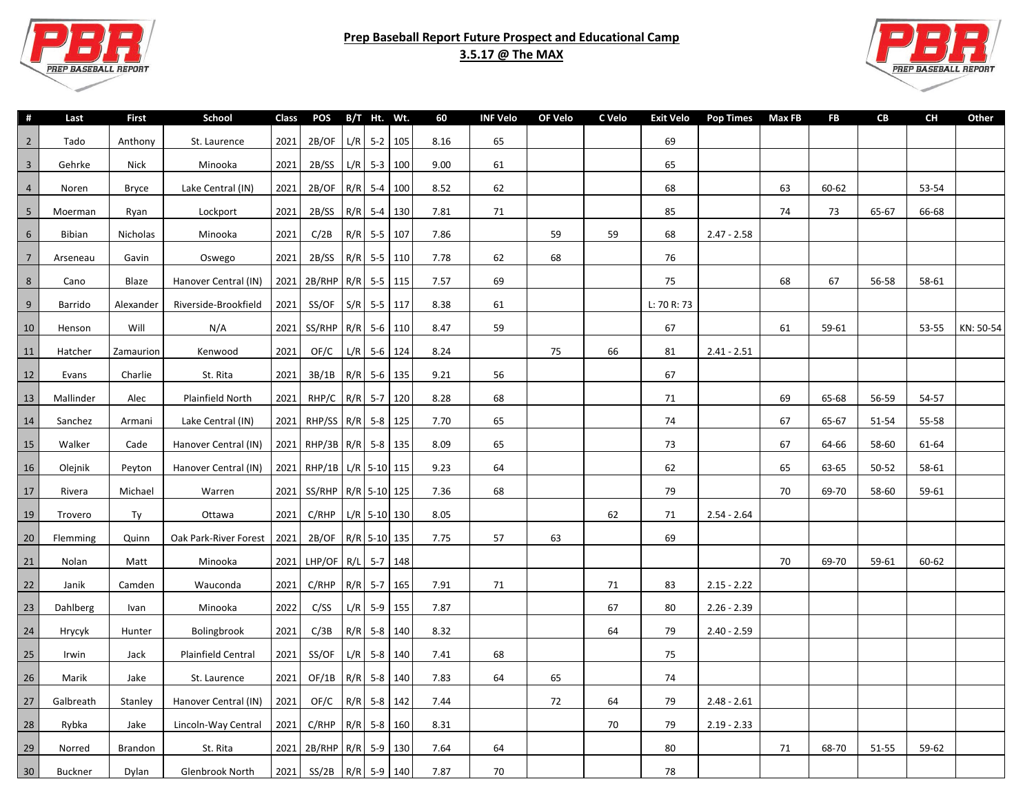**Prep Baseball Report Future Prospect and Educational Camp**

**3.5.17 @ The MAX**

| # | Last | First | School | Class | POS | B/T | Ht. | Wt. | 60 | INF Velo | OF Velo | C Velo | Exit Velo | Pop Times | Max FB | FB | CB | CH | Other |
|---|---|---|---|---|---|---|---|---|---|---|---|---|---|---|---|---|---|---|---|
| 2 | Tado | Anthony | St. Laurence | 2021 | 2B/OF | L/R | 5-2 | 105 | 8.16 | 65 | | | 69 | | | | | | |
| 3 | Gehrke | Nick | Minooka | 2021 | 2B/SS | L/R | 5-3 | 100 | 9.00 | 61 | | | 65 | | | | | | |
| 4 | Noren | Bryce | Lake Central (IN) | 2021 | 2B/OF | R/R | 5-4 | 100 | 8.52 | 62 | | | 68 | | 63 | 60-62 | | 53-54 | |
| 5 | Moerman | Ryan | Lockport | 2021 | 2B/SS | R/R | 5-4 | 130 | 7.81 | 71 | | | 85 | | 74 | 73 | 65-67 | 66-68 | |
| 6 | Bibian | Nicholas | Minooka | 2021 | C/2B | R/R | 5-5 | 107 | 7.86 | | 59 | 59 | 68 | 2.47 - 2.58 | | | | | |
| 7 | Arseneau | Gavin | Oswego | 2021 | 2B/SS | R/R | 5-5 | 110 | 7.78 | 62 | 68 | | 76 | | | | | | |
| 8 | Cano | Blaze | Hanover Central (IN) | 2021 | 2B/RHP | R/R | 5-5 | 115 | 7.57 | 69 | | | 75 | | 68 | 67 | 56-58 | 58-61 | |
| 9 | Barrido | Alexander | Riverside-Brookfield | 2021 | SS/OF | S/R | 5-5 | 117 | 8.38 | 61 | | | L: 70 R: 73 | | | | | | |
| 10 | Henson | Will | N/A | 2021 | SS/RHP | R/R | 5-6 | 110 | 8.47 | 59 | | | 67 | | 61 | 59-61 | | 53-55 | KN: 50-54 |
| 11 | Hatcher | Zamaurion | Kenwood | 2021 | OF/C | L/R | 5-6 | 124 | 8.24 | | 75 | 66 | 81 | 2.41 - 2.51 | | | | | |
| 12 | Evans | Charlie | St. Rita | 2021 | 3B/1B | R/R | 5-6 | 135 | 9.21 | 56 | | | 67 | | | | | | |
| 13 | Mallinder | Alec | Plainfield North | 2021 | RHP/C | R/R | 5-7 | 120 | 8.28 | 68 | | | 71 | | 69 | 65-68 | 56-59 | 54-57 | |
| 14 | Sanchez | Armani | Lake Central (IN) | 2021 | RHP/SS | R/R | 5-8 | 125 | 7.70 | 65 | | | 74 | | 67 | 65-67 | 51-54 | 55-58 | |
| 15 | Walker | Cade | Hanover Central (IN) | 2021 | RHP/3B | R/R | 5-8 | 135 | 8.09 | 65 | | | 73 | | 67 | 64-66 | 58-60 | 61-64 | |
| 16 | Olejnik | Peyton | Hanover Central (IN) | 2021 | RHP/1B | L/R | 5-10 | 115 | 9.23 | 64 | | | 62 | | 65 | 63-65 | 50-52 | 58-61 | |
| 17 | Rivera | Michael | Warren | 2021 | SS/RHP | R/R | 5-10 | 125 | 7.36 | 68 | | | 79 | | 70 | 69-70 | 58-60 | 59-61 | |
| 19 | Trovero | Ty | Ottawa | 2021 | C/RHP | L/R | 5-10 | 130 | 8.05 | | | 62 | 71 | 2.54 - 2.64 | | | | | |
| 20 | Flemming | Quinn | Oak Park-River Forest | 2021 | 2B/OF | R/R | 5-10 | 135 | 7.75 | 57 | 63 | | 69 | | | | | | |
| 21 | Nolan | Matt | Minooka | 2021 | LHP/OF | R/L | 5-7 | 148 | | | | | | | 70 | 69-70 | 59-61 | 60-62 | |
| 22 | Janik | Camden | Wauconda | 2021 | C/RHP | R/R | 5-7 | 165 | 7.91 | 71 | | 71 | 83 | 2.15 - 2.22 | | | | | |
| 23 | Dahlberg | Ivan | Minooka | 2022 | C/SS | L/R | 5-9 | 155 | 7.87 | | | 67 | 80 | 2.26 - 2.39 | | | | | |
| 24 | Hrycyk | Hunter | Bolingbrook | 2021 | C/3B | R/R | 5-8 | 140 | 8.32 | | | 64 | 79 | 2.40 - 2.59 | | | | | |
| 25 | Irwin | Jack | Plainfield Central | 2021 | SS/OF | L/R | 5-8 | 140 | 7.41 | 68 | | | 75 | | | | | | |
| 26 | Marik | Jake | St. Laurence | 2021 | OF/1B | R/R | 5-8 | 140 | 7.83 | 64 | 65 | | 74 | | | | | | |
| 27 | Galbreath | Stanley | Hanover Central (IN) | 2021 | OF/C | R/R | 5-8 | 142 | 7.44 | | 72 | 64 | 79 | 2.48 - 2.61 | | | | | |
| 28 | Rybka | Jake | Lincoln-Way Central | 2021 | C/RHP | R/R | 5-8 | 160 | 8.31 | | | 70 | 79 | 2.19 - 2.33 | | | | | |
| 29 | Norred | Brandon | St. Rita | 2021 | 2B/RHP | R/R | 5-9 | 130 | 7.64 | 64 | | | 80 | | 71 | 68-70 | 51-55 | 59-62 | |
| 30 | Buckner | Dylan | Glenbrook North | 2021 | SS/2B | R/R | 5-9 | 140 | 7.87 | 70 | | | 78 | | | | | | |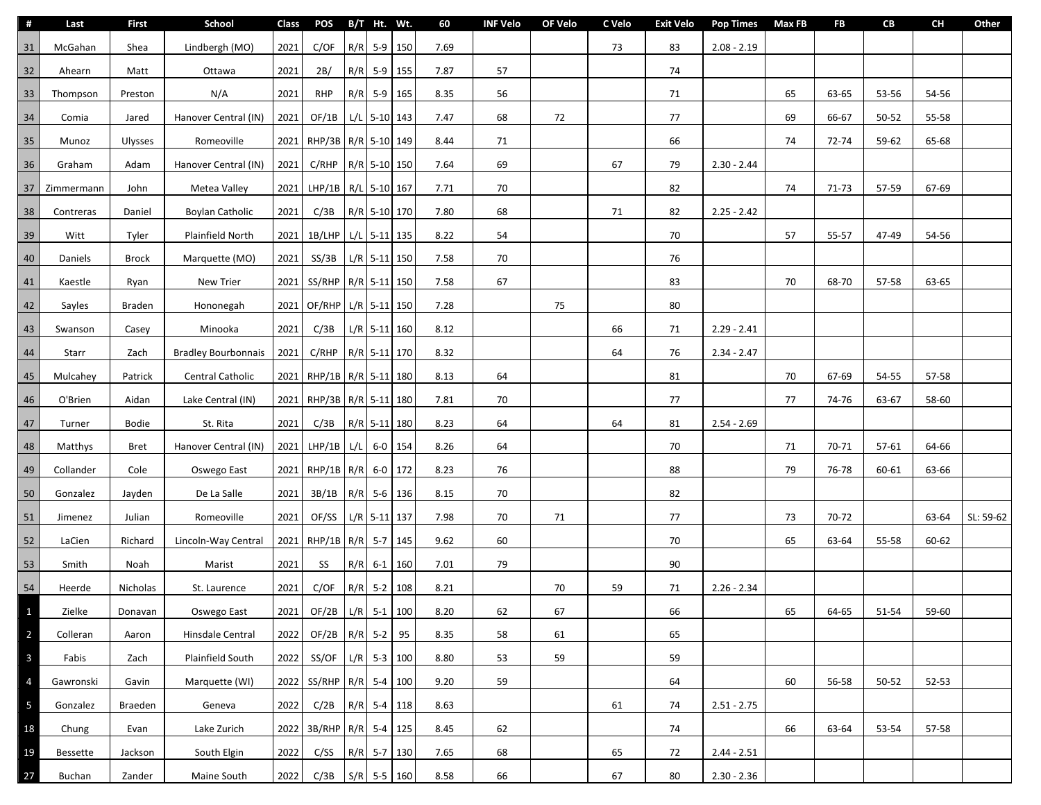| # | Last | First | School | Class | POS | B/T | Ht. | Wt. | 60 | INF Velo | OF Velo | C Velo | Exit Velo | Pop Times | Max FB | FB | CB | CH | Other |
|---|---|---|---|---|---|---|---|---|---|---|---|---|---|---|---|---|---|---|---|
| 31 | McGahan | Shea | Lindbergh (MO) | 2021 | C/OF | R/R | 5-9 | 150 | 7.69 | | | 73 | 83 | 2.08 - 2.19 | | | | | |
| 32 | Ahearn | Matt | Ottawa | 2021 | 2B/ | R/R | 5-9 | 155 | 7.87 | 57 | | | 74 | | | | | | |
| 33 | Thompson | Preston | N/A | 2021 | RHP | R/R | 5-9 | 165 | 8.35 | 56 | | | 71 | | 65 | 63-65 | 53-56 | 54-56 | |
| 34 | Comia | Jared | Hanover Central (IN) | 2021 | OF/1B | L/L | 5-10 | 143 | 7.47 | 68 | 72 | | 77 | | 69 | 66-67 | 50-52 | 55-58 | |
| 35 | Munoz | Ulysses | Romeoville | 2021 | RHP/3B | R/R | 5-10 | 149 | 8.44 | 71 | | | 66 | | 74 | 72-74 | 59-62 | 65-68 | |
| 36 | Graham | Adam | Hanover Central (IN) | 2021 | C/RHP | R/R | 5-10 | 150 | 7.64 | 69 | | 67 | 79 | 2.30 - 2.44 | | | | | |
| 37 | Zimmermann | John | Metea Valley | 2021 | LHP/1B | R/L | 5-10 | 167 | 7.71 | 70 | | | 82 | | 74 | 71-73 | 57-59 | 67-69 | |
| 38 | Contreras | Daniel | Boylan Catholic | 2021 | C/3B | R/R | 5-10 | 170 | 7.80 | 68 | | 71 | 82 | 2.25 - 2.42 | | | | | |
| 39 | Witt | Tyler | Plainfield North | 2021 | 1B/LHP | L/L | 5-11 | 135 | 8.22 | 54 | | | 70 | | 57 | 55-57 | 47-49 | 54-56 | |
| 40 | Daniels | Brock | Marquette (MO) | 2021 | SS/3B | L/R | 5-11 | 150 | 7.58 | 70 | | | 76 | | | | | | |
| 41 | Kaestle | Ryan | New Trier | 2021 | SS/RHP | R/R | 5-11 | 150 | 7.58 | 67 | | | 83 | | 70 | 68-70 | 57-58 | 63-65 | |
| 42 | Sayles | Braden | Hononegah | 2021 | OF/RHP | L/R | 5-11 | 150 | 7.28 | | 75 | | 80 | | | | | | |
| 43 | Swanson | Casey | Minooka | 2021 | C/3B | L/R | 5-11 | 160 | 8.12 | | | 66 | 71 | 2.29 - 2.41 | | | | | |
| 44 | Starr | Zach | Bradley Bourbonnais | 2021 | C/RHP | R/R | 5-11 | 170 | 8.32 | | | 64 | 76 | 2.34 - 2.47 | | | | | |
| 45 | Mulcahey | Patrick | Central Catholic | 2021 | RHP/1B | R/R | 5-11 | 180 | 8.13 | 64 | | | 81 | | 70 | 67-69 | 54-55 | 57-58 | |
| 46 | O'Brien | Aidan | Lake Central (IN) | 2021 | RHP/3B | R/R | 5-11 | 180 | 7.81 | 70 | | | 77 | | 77 | 74-76 | 63-67 | 58-60 | |
| 47 | Turner | Bodie | St. Rita | 2021 | C/3B | R/R | 5-11 | 180 | 8.23 | 64 | | 64 | 81 | 2.54 - 2.69 | | | | | |
| 48 | Matthys | Bret | Hanover Central (IN) | 2021 | LHP/1B | L/L | 6-0 | 154 | 8.26 | 64 | | | 70 | | 71 | 70-71 | 57-61 | 64-66 | |
| 49 | Collander | Cole | Oswego East | 2021 | RHP/1B | R/R | 6-0 | 172 | 8.23 | 76 | | | 88 | | 79 | 76-78 | 60-61 | 63-66 | |
| 50 | Gonzalez | Jayden | De La Salle | 2021 | 3B/1B | R/R | 5-6 | 136 | 8.15 | 70 | | | 82 | | | | | | |
| 51 | Jimenez | Julian | Romeoville | 2021 | OF/SS | L/R | 5-11 | 137 | 7.98 | 70 | 71 | | 77 | | 73 | 70-72 | | 63-64 | SL: 59-62 |
| 52 | LaCien | Richard | Lincoln-Way Central | 2021 | RHP/1B | R/R | 5-7 | 145 | 9.62 | 60 | | | 70 | | 65 | 63-64 | 55-58 | 60-62 | |
| 53 | Smith | Noah | Marist | 2021 | SS | R/R | 6-1 | 160 | 7.01 | 79 | | | 90 | | | | | | |
| 54 | Heerde | Nicholas | St. Laurence | 2021 | C/OF | R/R | 5-2 | 108 | 8.21 | | 70 | 59 | 71 | 2.26 - 2.34 | | | | | |
| 1 | Zielke | Donavan | Oswego East | 2021 | OF/2B | L/R | 5-1 | 100 | 8.20 | 62 | 67 | | 66 | | 65 | 64-65 | 51-54 | 59-60 | |
| 2 | Colleran | Aaron | Hinsdale Central | 2022 | OF/2B | R/R | 5-2 | 95 | 8.35 | 58 | 61 | | 65 | | | | | | |
| 3 | Fabis | Zach | Plainfield South | 2022 | SS/OF | L/R | 5-3 | 100 | 8.80 | 53 | 59 | | 59 | | | | | | |
| 4 | Gawronski | Gavin | Marquette (WI) | 2022 | SS/RHP | R/R | 5-4 | 100 | 9.20 | 59 | | | 64 | | 60 | 56-58 | 50-52 | 52-53 | |
| 5 | Gonzalez | Braeden | Geneva | 2022 | C/2B | R/R | 5-4 | 118 | 8.63 | | | 61 | 74 | 2.51 - 2.75 | | | | | |
| 18 | Chung | Evan | Lake Zurich | 2022 | 3B/RHP | R/R | 5-4 | 125 | 8.45 | 62 | | | 74 | | 66 | 63-64 | 53-54 | 57-58 | |
| 19 | Bessette | Jackson | South Elgin | 2022 | C/SS | R/R | 5-7 | 130 | 7.65 | 68 | | 65 | 72 | 2.44 - 2.51 | | | | | |
| 27 | Buchan | Zander | Maine South | 2022 | C/3B | S/R | 5-5 | 160 | 8.58 | 66 | | 67 | 80 | 2.30 - 2.36 | | | | | |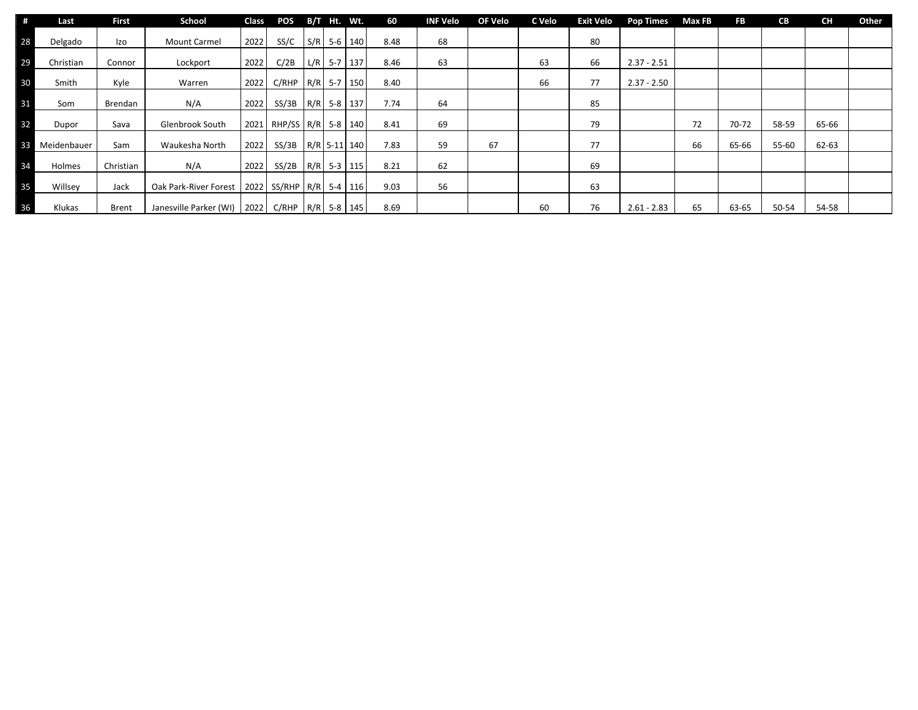| # | Last | First | School | Class | POS | B/T | Ht. | Wt. | 60 | INF Velo | OF Velo | C Velo | Exit Velo | Pop Times | Max FB | FB | CB | CH | Other |
|---|---|---|---|---|---|---|---|---|---|---|---|---|---|---|---|---|---|---|---|
| 28 | Delgado | Izo | Mount Carmel | 2022 | SS/C | S/R | 5-6 | 140 | 8.48 | 68 | | | 80 | | | | | | |
| 29 | Christian | Connor | Lockport | 2022 | C/2B | L/R | 5-7 | 137 | 8.46 | 63 | | 63 | 66 | 2.37 - 2.51 | | | | | |
| 30 | Smith | Kyle | Warren | 2022 | C/RHP | R/R | 5-7 | 150 | 8.40 | | | 66 | 77 | 2.37 - 2.50 | | | | | |
| 31 | Som | Brendan | N/A | 2022 | SS/3B | R/R | 5-8 | 137 | 7.74 | 64 | | | 85 | | | | | | |
| 32 | Dupor | Sava | Glenbrook South | 2021 | RHP/SS | R/R | 5-8 | 140 | 8.41 | 69 | | | 79 | | 72 | 70-72 | 58-59 | 65-66 | |
| 33 | Meidenbauer | Sam | Waukesha North | 2022 | SS/3B | R/R | 5-11 | 140 | 7.83 | 59 | 67 | | 77 | | 66 | 65-66 | 55-60 | 62-63 | |
| 34 | Holmes | Christian | N/A | 2022 | SS/2B | R/R | 5-3 | 115 | 8.21 | 62 | | | 69 | | | | | | |
| 35 | Willsey | Jack | Oak Park-River Forest | 2022 | SS/RHP | R/R | 5-4 | 116 | 9.03 | 56 | | | 63 | | | | | | |
| 36 | Klukas | Brent | Janesville Parker (WI) | 2022 | C/RHP | R/R | 5-8 | 145 | 8.69 | | | 60 | 76 | 2.61 - 2.83 | 65 | 63-65 | 50-54 | 54-58 | |